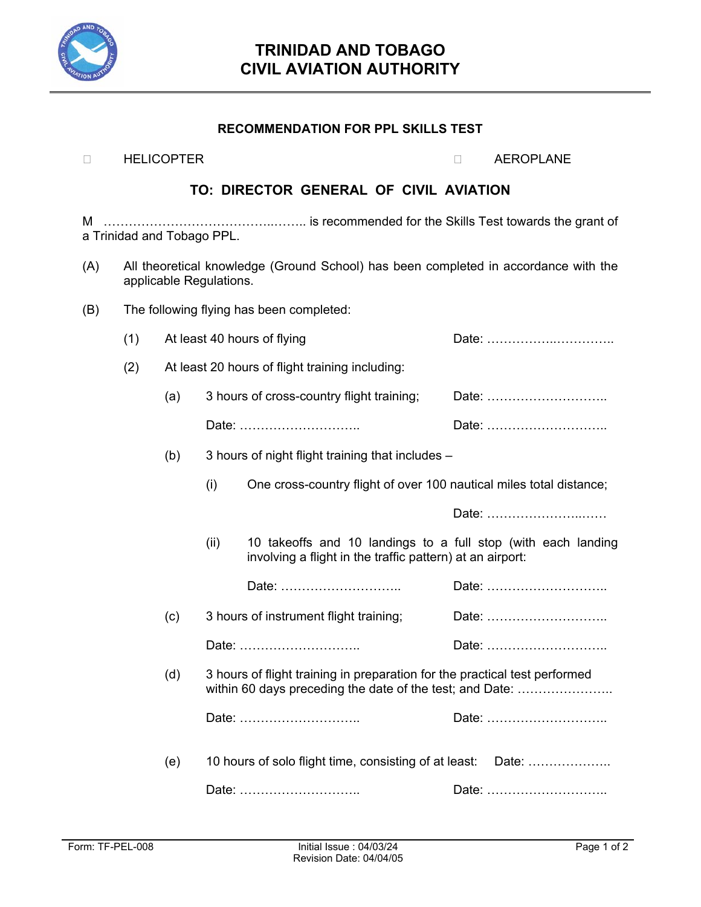# TRINIDAD AND TOBAGO
# CIVIL AVIATION AUTHORITY

---

### RECOMMENDATION FOR PPL SKILLS TEST

☐ HELICOPTER ☐ AEROPLANE

### TO: DIRECTOR GENERAL OF CIVIL AVIATION

M ……………………………………..…….. is recommended for the Skills Test towards the grant of a Trinidad and Tobago PPL.

(A) All theoretical knowledge (Ground School) has been completed in accordance with the applicable Regulations.

(B) The following flying has been completed:

(1) At least 40 hours of flying Date: ……………..…………..

(2) At least 20 hours of flight training including:

(a) 3 hours of cross-country flight training; Date: ………………………..

Date: ……………………….. Date: ………………………..

(b) 3 hours of night flight training that includes –

(i) One cross-country flight of over 100 nautical miles total distance;

Date: ……………………..……

(ii) 10 takeoffs and 10 landings to a full stop (with each landing involving a flight in the traffic pattern) at an airport:

Date: ……………………….. Date: ………………………..

(c) 3 hours of instrument flight training; Date: ………………………..

Date: ……………………….. Date: ………………………..

(d) 3 hours of flight training in preparation for the practical test performed within 60 days preceding the date of the test; and Date: …………………..

Date: ……………………….. Date: ………………………..

(e) 10 hours of solo flight time, consisting of at least: Date: ………………..

Date: ……………………….. Date: ………………………..

Form: TF-PEL-008 Initial Issue : 04/03/24 Revision Date: 04/04/05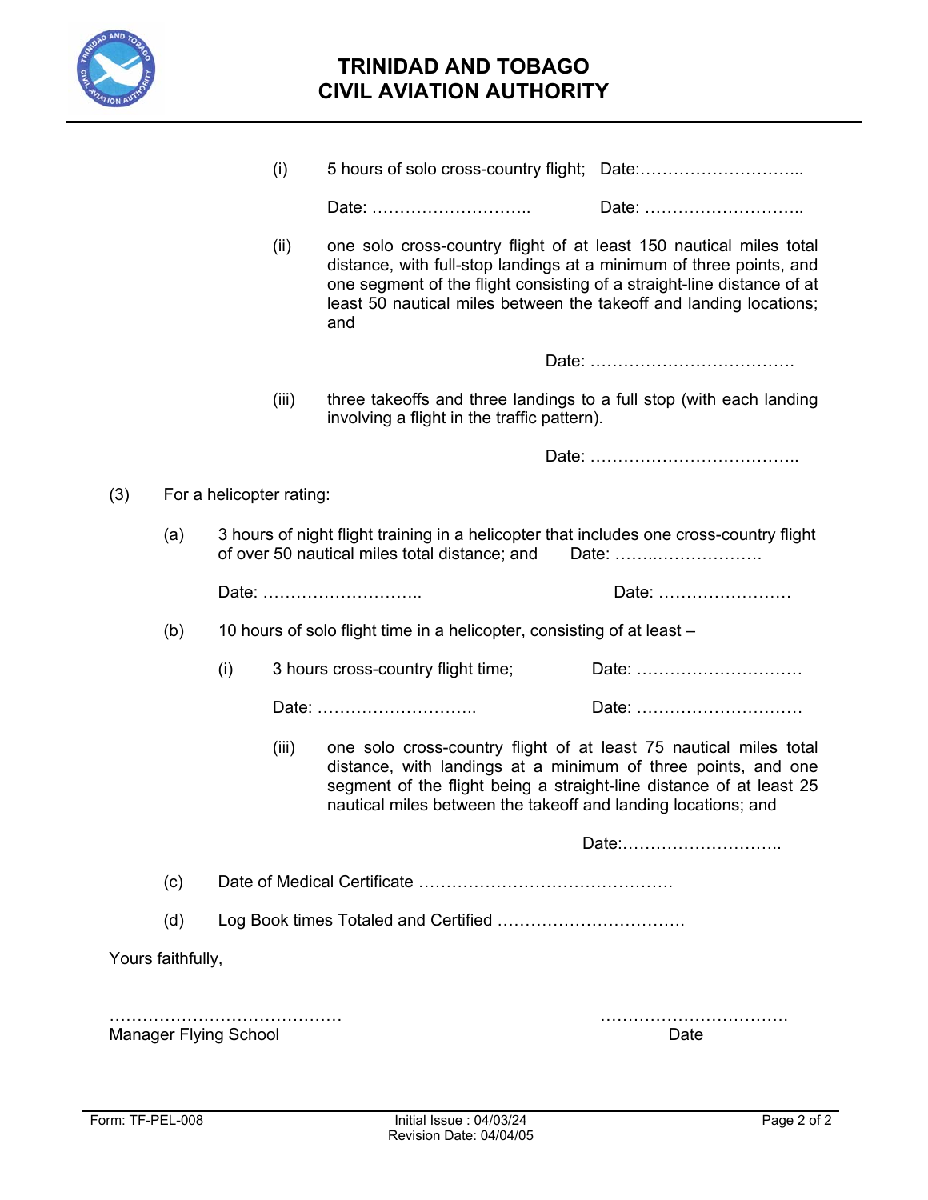(i) 5 hours of solo cross-country flight; Date:………………………..

Date: ……………………….. Date: ………………………..

(ii) one solo cross-country flight of at least 150 nautical miles total distance, with full-stop landings at a minimum of three points, and one segment of the flight consisting of a straight-line distance of at least 50 nautical miles between the takeoff and landing locations; and

Date: ……………………………….

(iii) three takeoffs and three landings to a full stop (with each landing involving a flight in the traffic pattern).

Date: ………………………………..

(3) For a helicopter rating:

(a) 3 hours of night flight training in a helicopter that includes one cross-country flight of over 50 nautical miles total distance; and Date: ……..………………….

Date: ……………………….. Date: ……………………

(b) 10 hours of solo flight time in a helicopter, consisting of at least –

(i) 3 hours cross-country flight time; Date: …………………………

Date: ……………………….. Date: …………………………

(iii) one solo cross-country flight of at least 75 nautical miles total distance, with landings at a minimum of three points, and one segment of the flight being a straight-line distance of at least 25 nautical miles between the takeoff and landing locations; and

Date:………………………..

(c) Date of Medical Certificate ……………………………………….

(d) Log Book times Totaled and Certified …………………………….

Yours faithfully,

……………………………………
Manager Flying School

…………………………….
Date